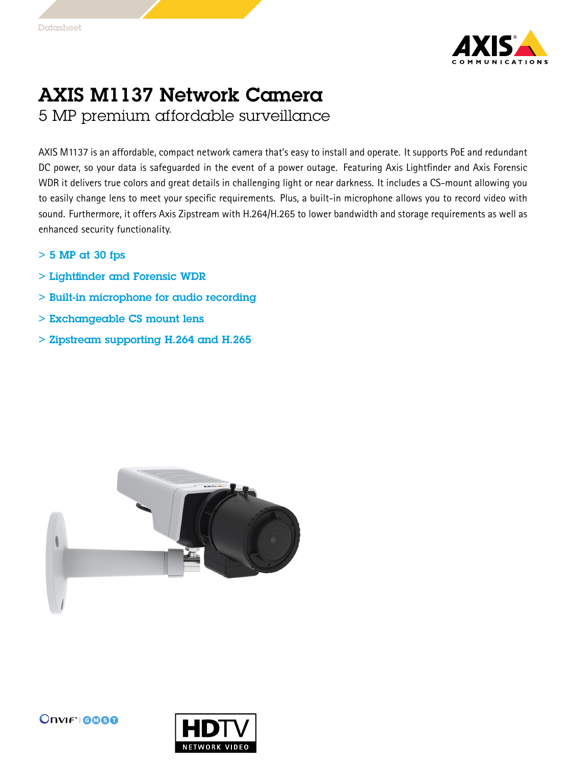Datasheet

# AXIS M1137 Network Camera

## 5 MP premium affordable surveillance

AXIS M1137 is an affordable, compact network camera that's easy to install and operate. It supports PoE and redundant DC power, so your data is safeguarded in the event of a power outage. Featuring Axis Lightfinder and Axis Forensic WDR it delivers true colors and great details in challenging light or near darkness. It includes a CS-mount allowing you to easily change lens to meet your specific requirements. Plus, a built-in microphone allows you to record video with sound. Furthermore, it offers Axis Zipstream with H.264/H.265 to lower bandwidth and storage requirements as well as enhanced security functionality.

> 5 MP at 30 fps

> Lightfinder and Forensic WDR

> Built-in microphone for audio recording

> Exchangeable CS mount lens

> Zipstream supporting H.264 and H.265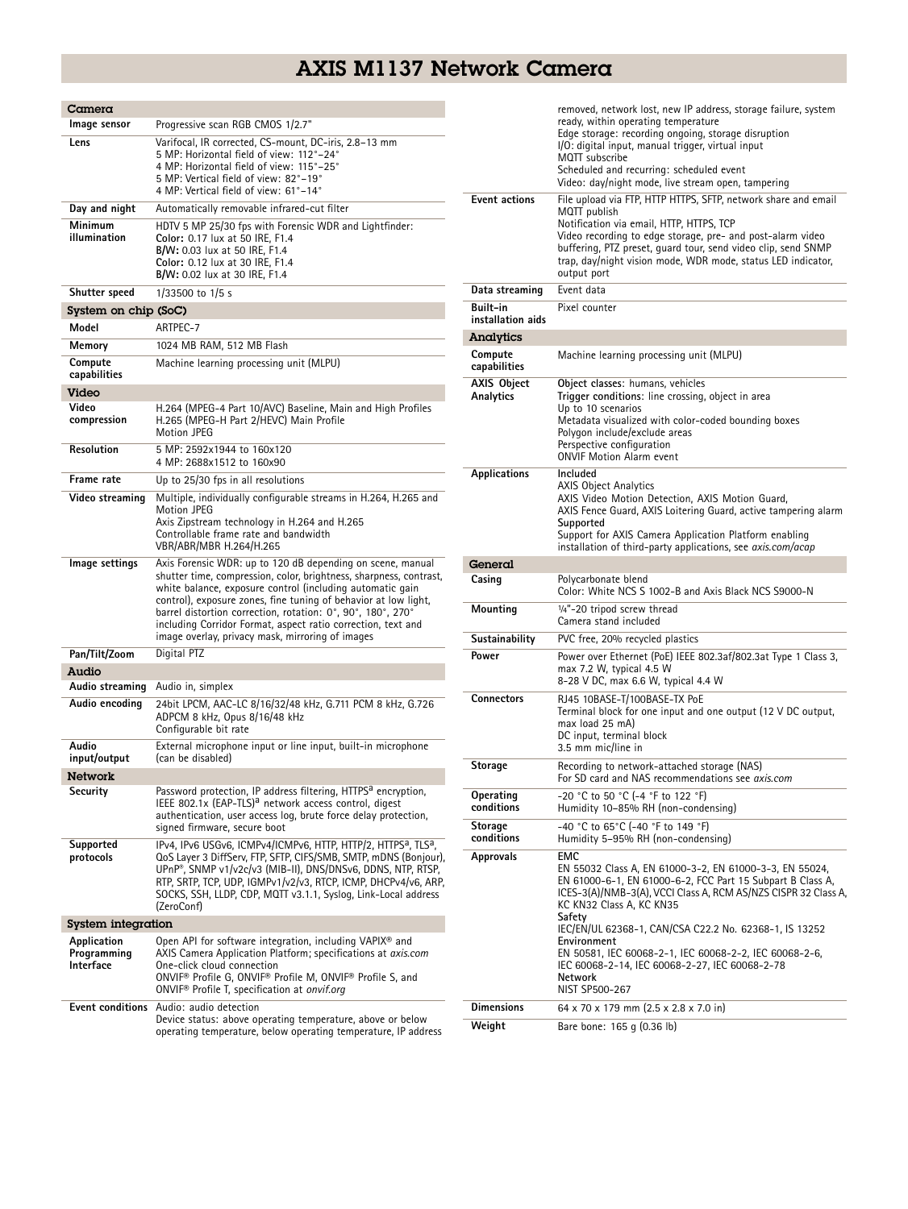# AXIS M1137 Network Camera

## Camera

| | |
|---|---|
| **Image sensor** | Progressive scan RGB CMOS 1/2.7" |
| **Lens** | Varifocal, IR corrected, CS-mount, DC-iris, 2.8–13 mm<br>5 MP: Horizontal field of view: 112°–24°<br>4 MP: Horizontal field of view: 115°–25°<br>5 MP: Vertical field of view: 82°–19°<br>4 MP: Vertical field of view: 61°–14° |
| **Day and night** | Automatically removable infrared-cut filter |
| **Minimum illumination** | HDTV 5 MP 25/30 fps with Forensic WDR and Lightfinder:<br>**Color:** 0.17 lux at 50 IRE, F1.4<br>**B/W:** 0.03 lux at 50 IRE, F1.4<br>**Color:** 0.12 lux at 30 IRE, F1.4<br>**B/W:** 0.02 lux at 30 IRE, F1.4 |
| **Shutter speed** | 1/33500 to 1/5 s |

## System on chip (SoC)

| | |
|---|---|
| **Model** | ARTPEC-7 |
| **Memory** | 1024 MB RAM, 512 MB Flash |
| **Compute capabilities** | Machine learning processing unit (MLPU) |

## Video

| | |
|---|---|
| **Video compression** | H.264 (MPEG-4 Part 10/AVC) Baseline, Main and High Profiles<br>H.265 (MPEG-H Part 2/HEVC) Main Profile<br>Motion JPEG |
| **Resolution** | 5 MP: 2592x1944 to 160x120<br>4 MP: 2688x1512 to 160x90 |
| **Frame rate** | Up to 25/30 fps in all resolutions |
| **Video streaming** | Multiple, individually configurable streams in H.264, H.265 and Motion JPEG<br>Axis Zipstream technology in H.264 and H.265<br>Controllable frame rate and bandwidth<br>VBR/ABR/MBR H.264/H.265 |
| **Image settings** | Axis Forensic WDR: up to 120 dB depending on scene, manual shutter time, compression, color, brightness, sharpness, contrast, white balance, exposure control (including automatic gain control), exposure zones, fine tuning of behavior at low light, barrel distortion correction, rotation: 0°, 90°, 180°, 270° including Corridor Format, aspect ratio correction, text and image overlay, privacy mask, mirroring of images |
| **Pan/Tilt/Zoom** | Digital PTZ |

## Audio

| | |
|---|---|
| **Audio streaming** | Audio in, simplex |
| **Audio encoding** | 24bit LPCM, AAC-LC 8/16/32/48 kHz, G.711 PCM 8 kHz, G.726 ADPCM 8 kHz, Opus 8/16/48 kHz<br>Configurable bit rate |
| **Audio input/output** | External microphone input or line input, built-in microphone (can be disabled) |

## Network

| | |
|---|---|
| **Security** | Password protection, IP address filtering, HTTPS[a] encryption, IEEE 802.1x (EAP-TLS)[a] network access control, digest authentication, user access log, brute force delay protection, signed firmware, secure boot |
| **Supported protocols** | IPv4, IPv6 USGv6, ICMPv4/ICMPv6, HTTP, HTTP/2, HTTPS[a], TLS[a], QoS Layer 3 DiffServ, FTP, SFTP, CIFS/SMB, SMTP, mDNS (Bonjour), UPnP®, SNMP v1/v2c/v3 (MIB-II), DNS/DNSv6, DDNS, NTP, RTSP, RTP, SRTP, TCP, UDP, IGMPv1/v2/v3, RTCP, ICMP, DHCPv4/v6, ARP, SOCKS, SSH, LLDP, CDP, MQTT v3.1.1, Syslog, Link-Local address (ZeroConf) |

## System integration

| | |
|---|---|
| **Application Programming Interface** | Open API for software integration, including VAPIX® and AXIS Camera Application Platform; specifications at *axis.com*<br>One-click cloud connection<br>ONVIF® Profile G, ONVIF® Profile M, ONVIF® Profile S, and ONVIF® Profile T, specification at *onvif.org* |
| **Event conditions** | Audio: audio detection<br>Device status: above operating temperature, above or below operating temperature, below operating temperature, IP address removed, network lost, new IP address, storage failure, system ready, within operating temperature<br>Edge storage: recording ongoing, storage disruption<br>I/O: digital input, manual trigger, virtual input<br>MQTT subscribe<br>Scheduled and recurring: scheduled event<br>Video: day/night mode, live stream open, tampering |
| **Event actions** | File upload via FTP, HTTP HTTPS, SFTP, network share and email<br>MQTT publish<br>Notification via email, HTTP, HTTPS, TCP<br>Video recording to edge storage, pre- and post-alarm video buffering, PTZ preset, guard tour, send video clip, send SNMP trap, day/night vision mode, WDR mode, status LED indicator, output port |
| **Data streaming** | Event data |
| **Built-in installation aids** | Pixel counter |

## Analytics

| | |
|---|---|
| **Compute capabilities** | Machine learning processing unit (MLPU) |
| **AXIS Object Analytics** | **Object classes**: humans, vehicles<br>**Trigger conditions**: line crossing, object in area<br>Up to 10 scenarios<br>Metadata visualized with color-coded bounding boxes<br>Polygon include/exclude areas<br>Perspective configuration<br>ONVIF Motion Alarm event |
| **Applications** | **Included**<br>AXIS Object Analytics<br>AXIS Video Motion Detection, AXIS Motion Guard, AXIS Fence Guard, AXIS Loitering Guard, active tampering alarm<br>**Supported**<br>Support for AXIS Camera Application Platform enabling installation of third-party applications, see *axis.com/acap* |

## General

| | |
|---|---|
| **Casing** | Polycarbonate blend<br>Color: White NCS S 1002-B and Axis Black NCS S9000-N |
| **Mounting** | ¼"-20 tripod screw thread<br>Camera stand included |
| **Sustainability** | PVC free, 20% recycled plastics |
| **Power** | Power over Ethernet (PoE) IEEE 802.3af/802.3at Type 1 Class 3, max 7.2 W, typical 4.5 W<br>8–28 V DC, max 6.6 W, typical 4.4 W |
| **Connectors** | RJ45 10BASE-T/100BASE-TX PoE<br>Terminal block for one input and one output (12 V DC output, max load 25 mA)<br>DC input, terminal block<br>3.5 mm mic/line in |
| **Storage** | Recording to network-attached storage (NAS)<br>For SD card and NAS recommendations see *axis.com* |
| **Operating conditions** | -20 °C to 50 °C (-4 °F to 122 °F)<br>Humidity 10–85% RH (non-condensing) |
| **Storage conditions** | -40 °C to 65°C (-40 °F to 149 °F)<br>Humidity 5–95% RH (non-condensing) |
| **Approvals** | **EMC**<br>EN 55032 Class A, EN 61000-3-2, EN 61000-3-3, EN 55024, EN 61000-6-1, EN 61000-6-2, FCC Part 15 Subpart B Class A, ICES-3(A)/NMB-3(A), VCCI Class A, RCM AS/NZS CISPR 32 Class A, KC KN32 Class A, KC KN35<br>**Safety**<br>IEC/EN/UL 62368-1, CAN/CSA C22.2 No. 62368-1, IS 13252<br>**Environment**<br>EN 50581, IEC 60068-2-1, IEC 60068-2-2, IEC 60068-2-6, IEC 60068-2-14, IEC 60068-2-27, IEC 60068-2-78<br>**Network**<br>NIST SP500-267 |
| **Dimensions** | 64 x 70 x 179 mm (2.5 x 2.8 x 7.0 in) |
| **Weight** | Bare bone: 165 g (0.36 lb) |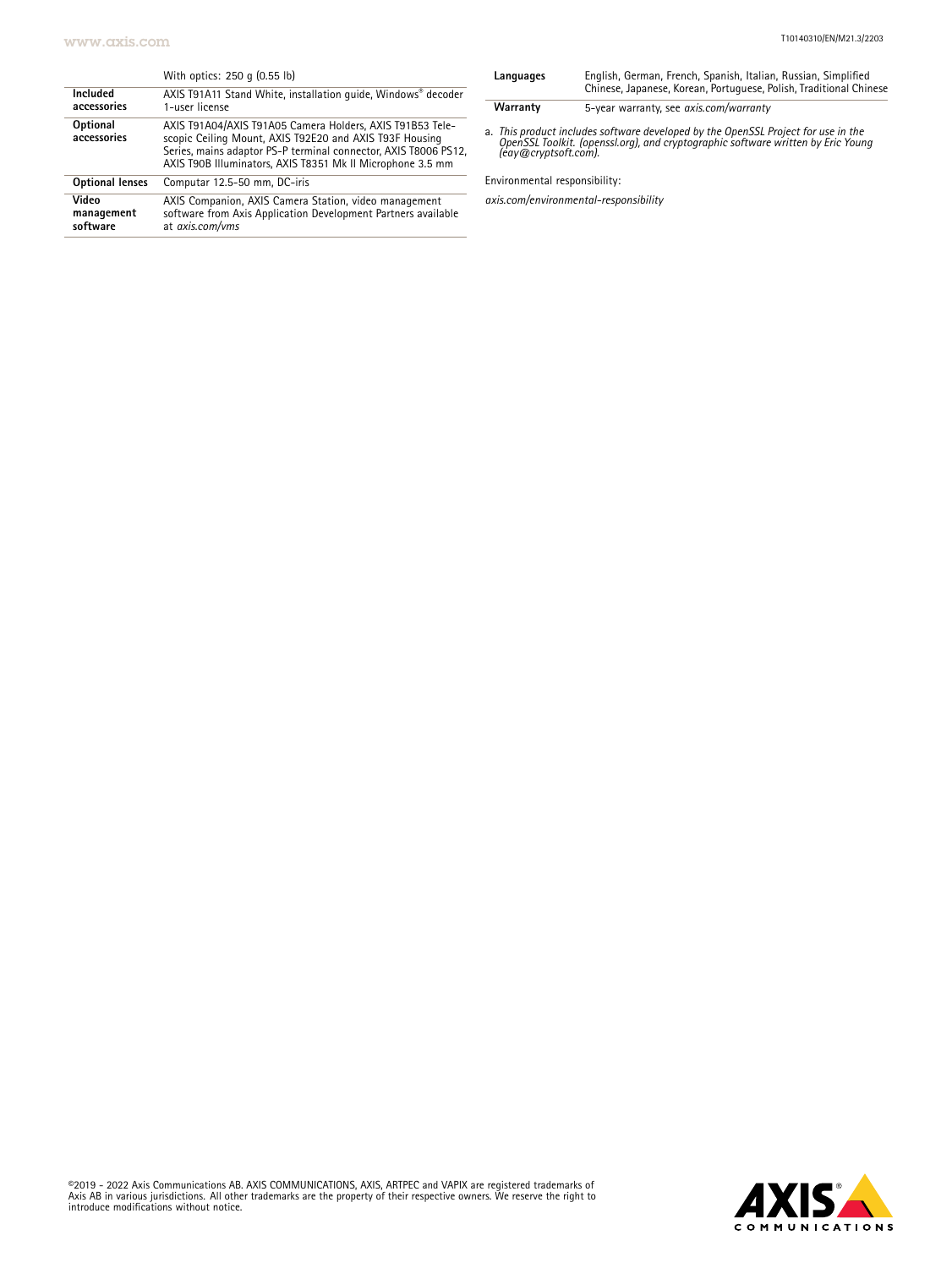| | |
|---|---|
| | With optics: 250 g (0.55 lb) |
| **Included accessories** | AXIS T91A11 Stand White, installation guide, Windows® decoder 1-user license |
| **Optional accessories** | AXIS T91A04/AXIS T91A05 Camera Holders, AXIS T91B53 Telescopic Ceiling Mount, AXIS T92E20 and AXIS T93F Housing Series, mains adaptor PS-P terminal connector, AXIS T8006 PS12, AXIS T90B Illuminators, AXIS T8351 Mk II Microphone 3.5 mm |
| **Optional lenses** | Computar 12.5-50 mm, DC-iris |
| **Video management software** | AXIS Companion, AXIS Camera Station, video management software from Axis Application Development Partners available at *axis.com/vms* |
| **Languages** | English, German, French, Spanish, Italian, Russian, Simplified Chinese, Japanese, Korean, Portuguese, Polish, Traditional Chinese |
| **Warranty** | 5-year warranty, see *axis.com/warranty* |

a. *This product includes software developed by the OpenSSL Project for use in the OpenSSL Toolkit. (openssl.org), and cryptographic software written by Eric Young (eay@cryptsoft.com).*

Environmental responsibility:

*axis.com/environmental-responsibility*

©2019 - 2022 Axis Communications AB. AXIS COMMUNICATIONS, AXIS, ARTPEC and VAPIX are registered trademarks of Axis AB in various jurisdictions. All other trademarks are the property of their respective owners. We reserve the right to introduce modifications without notice.